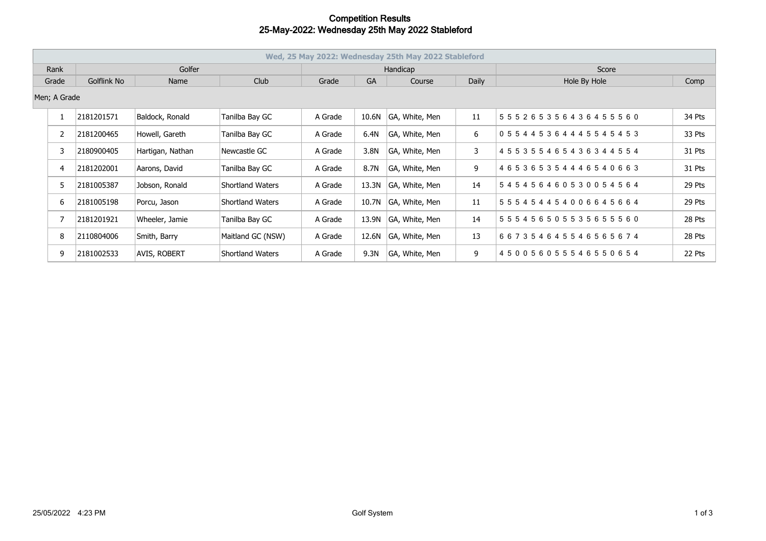# Competition Results
## 25-May-2022: Wednesday 25th May 2022 Stableford

| Wed, 25 May 2022: Wednesday 25th May 2022 Stableford | | | | | | | | | |
|---|---|---|---|---|---|---|---|---|---|
| Rank | Golfer | | | Handicap | | | | Score | |
| Grade | Golflink No | Name | Club | Grade | GA | Course | Daily | Hole By Hole | Comp |
| Men; A Grade | | | | | | | | | |
| 1 | 2181201571 | Baldock, Ronald | Tanilba Bay GC | A Grade | 10.6N | GA, White, Men | 11 | 5 5 5 2 6 5 3 5 6 4 3 6 4 5 5 5 6 0 | 34 Pts |
| 2 | 2181200465 | Howell, Gareth | Tanilba Bay GC | A Grade | 6.4N | GA, White, Men | 6 | 0 5 5 4 4 5 3 6 4 4 4 5 5 4 5 4 5 3 | 33 Pts |
| 3 | 2180900405 | Hartigan, Nathan | Newcastle GC | A Grade | 3.8N | GA, White, Men | 3 | 4 5 5 3 5 5 4 6 5 4 3 6 3 4 4 5 5 4 | 31 Pts |
| 4 | 2181202001 | Aarons, David | Tanilba Bay GC | A Grade | 8.7N | GA, White, Men | 9 | 4 6 5 3 6 5 3 5 4 4 4 6 5 4 0 6 6 3 | 31 Pts |
| 5 | 2181005387 | Jobson, Ronald | Shortland Waters | A Grade | 13.3N | GA, White, Men | 14 | 5 4 5 4 5 6 4 6 0 5 3 0 0 5 4 5 6 4 | 29 Pts |
| 6 | 2181005198 | Porcu, Jason | Shortland Waters | A Grade | 10.7N | GA, White, Men | 11 | 5 5 5 4 5 4 4 5 4 0 0 6 6 4 5 6 6 4 | 29 Pts |
| 7 | 2181201921 | Wheeler, Jamie | Tanilba Bay GC | A Grade | 13.9N | GA, White, Men | 14 | 5 5 5 4 5 6 5 0 5 5 3 5 6 5 5 5 6 0 | 28 Pts |
| 8 | 2110804006 | Smith, Barry | Maitland GC (NSW) | A Grade | 12.6N | GA, White, Men | 13 | 6 6 7 3 5 4 6 4 5 5 4 6 5 6 5 6 7 4 | 28 Pts |
| 9 | 2181002533 | AVIS, ROBERT | Shortland Waters | A Grade | 9.3N | GA, White, Men | 9 | 4 5 0 0 5 6 0 5 5 5 4 6 5 5 0 6 5 4 | 22 Pts |

25/05/2022 4:23 PM Golf System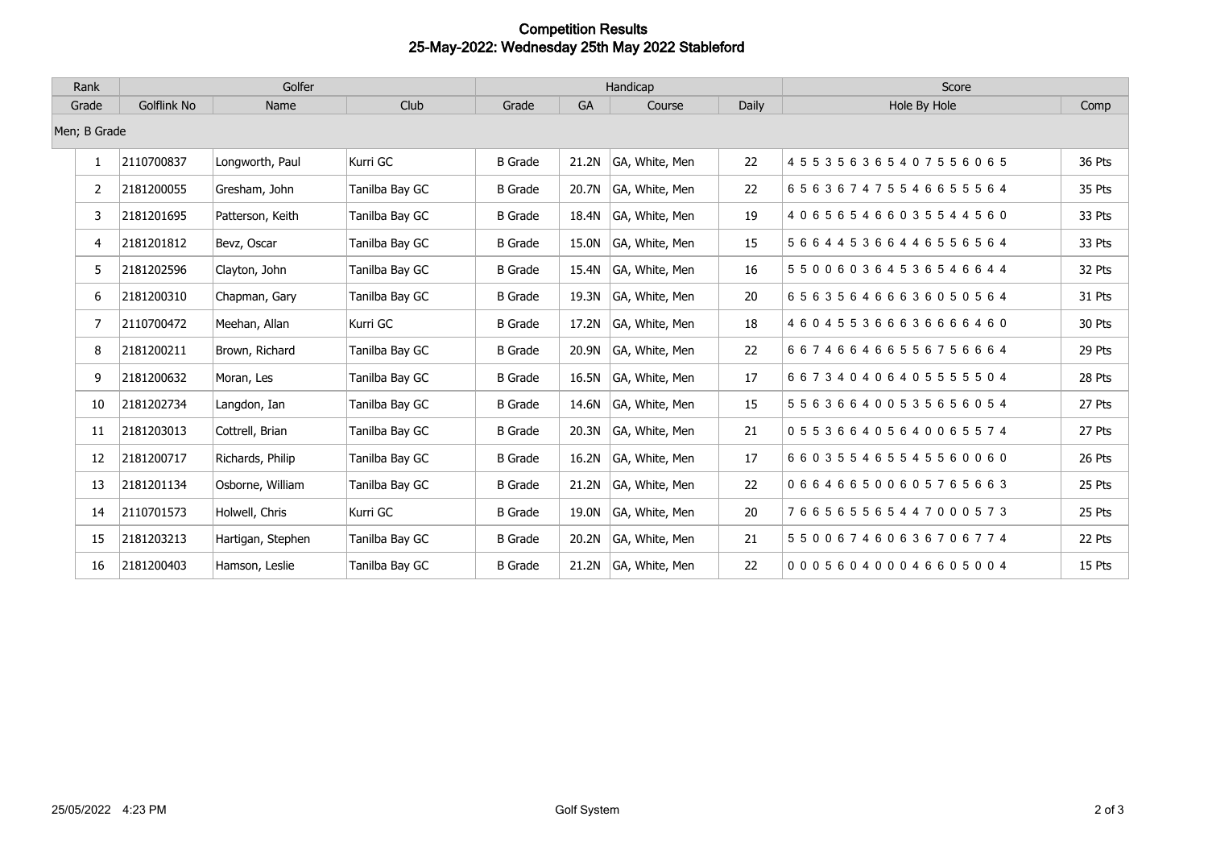# Competition Results
## 25-May-2022: Wednesday 25th May 2022 Stableford

| Rank | Golfer | | | Handicap | | | | Score | |
|---|---|---|---|---|---|---|---|---|---|
| Grade | Golflink No | Name | Club | Grade | GA | Course | Daily | Hole By Hole | Comp |
| Men; B Grade | | | | | | | | | |
| 1 | 2110700837 | Longworth, Paul | Kurri GC | B Grade | 21.2N | GA, White, Men | 22 | 4 5 5 3 5 6 3 6 5 4 0 7 5 5 6 0 6 5 | 36 Pts |
| 2 | 2181200055 | Gresham, John | Tanilba Bay GC | B Grade | 20.7N | GA, White, Men | 22 | 6 5 6 3 6 7 4 7 5 5 4 6 6 5 5 5 6 4 | 35 Pts |
| 3 | 2181201695 | Patterson, Keith | Tanilba Bay GC | B Grade | 18.4N | GA, White, Men | 19 | 4 0 6 5 6 5 4 6 6 0 3 5 5 4 4 5 6 0 | 33 Pts |
| 4 | 2181201812 | Bevz, Oscar | Tanilba Bay GC | B Grade | 15.0N | GA, White, Men | 15 | 5 6 6 4 4 5 3 6 6 4 4 6 5 5 6 5 6 4 | 33 Pts |
| 5 | 2181202596 | Clayton, John | Tanilba Bay GC | B Grade | 15.4N | GA, White, Men | 16 | 5 5 0 0 6 0 3 6 4 5 3 6 5 4 6 6 4 4 | 32 Pts |
| 6 | 2181200310 | Chapman, Gary | Tanilba Bay GC | B Grade | 19.3N | GA, White, Men | 20 | 6 5 6 3 5 6 4 6 6 6 3 6 0 5 0 5 6 4 | 31 Pts |
| 7 | 2110700472 | Meehan, Allan | Kurri GC | B Grade | 17.2N | GA, White, Men | 18 | 4 6 0 4 5 5 3 6 6 6 3 6 6 6 6 4 6 0 | 30 Pts |
| 8 | 2181200211 | Brown, Richard | Tanilba Bay GC | B Grade | 20.9N | GA, White, Men | 22 | 6 6 7 4 6 6 4 6 6 5 5 6 7 5 6 6 6 4 | 29 Pts |
| 9 | 2181200632 | Moran, Les | Tanilba Bay GC | B Grade | 16.5N | GA, White, Men | 17 | 6 6 7 3 4 0 4 0 6 4 0 5 5 5 5 5 0 4 | 28 Pts |
| 10 | 2181202734 | Langdon, Ian | Tanilba Bay GC | B Grade | 14.6N | GA, White, Men | 15 | 5 5 6 3 6 6 4 0 0 5 3 5 6 5 6 0 5 4 | 27 Pts |
| 11 | 2181203013 | Cottrell, Brian | Tanilba Bay GC | B Grade | 20.3N | GA, White, Men | 21 | 0 5 5 3 6 6 4 0 5 6 4 0 0 6 5 5 7 4 | 27 Pts |
| 12 | 2181200717 | Richards, Philip | Tanilba Bay GC | B Grade | 16.2N | GA, White, Men | 17 | 6 6 0 3 5 5 4 6 5 5 4 5 5 6 0 0 6 0 | 26 Pts |
| 13 | 2181201134 | Osborne, William | Tanilba Bay GC | B Grade | 21.2N | GA, White, Men | 22 | 0 6 6 4 6 6 5 0 0 6 0 5 7 6 5 6 6 3 | 25 Pts |
| 14 | 2110701573 | Holwell, Chris | Kurri GC | B Grade | 19.0N | GA, White, Men | 20 | 7 6 6 5 6 5 5 6 5 4 4 7 0 0 0 5 7 3 | 25 Pts |
| 15 | 2181203213 | Hartigan, Stephen | Tanilba Bay GC | B Grade | 20.2N | GA, White, Men | 21 | 5 5 0 0 6 7 4 6 0 6 3 6 7 0 6 7 7 4 | 22 Pts |
| 16 | 2181200403 | Hamson, Leslie | Tanilba Bay GC | B Grade | 21.2N | GA, White, Men | 22 | 0 0 0 5 6 0 4 0 0 0 4 6 6 0 5 0 0 4 | 15 Pts |

25/05/2022 4:23 PM Golf System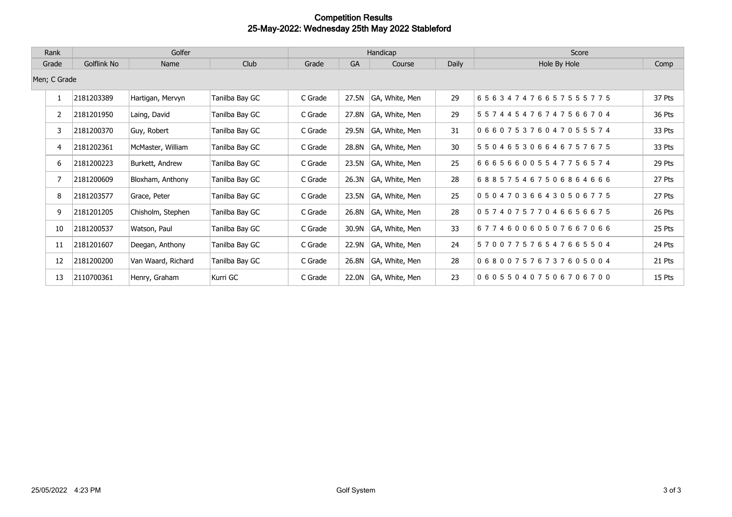# Competition Results
## 25-May-2022: Wednesday 25th May 2022 Stableford

| Rank | Golfer | | | Handicap | | | | Score | |
|---|---|---|---|---|---|---|---|---|---|
| Grade | Golflink No | Name | Club | Grade | GA | Course | Daily | Hole By Hole | Comp |
| Men; C Grade | | | | | | | | | |
| 1 | 2181203389 | Hartigan, Mervyn | Tanilba Bay GC | C Grade | 27.5N | GA, White, Men | 29 | 6 5 6 3 4 7 4 7 6 6 5 7 5 5 5 7 7 5 | 37 Pts |
| 2 | 2181201950 | Laing, David | Tanilba Bay GC | C Grade | 27.8N | GA, White, Men | 29 | 5 5 7 4 4 5 4 7 6 7 4 7 5 6 6 7 0 4 | 36 Pts |
| 3 | 2181200370 | Guy, Robert | Tanilba Bay GC | C Grade | 29.5N | GA, White, Men | 31 | 0 6 6 0 7 5 3 7 6 0 4 7 0 5 5 5 7 4 | 33 Pts |
| 4 | 2181202361 | McMaster, William | Tanilba Bay GC | C Grade | 28.8N | GA, White, Men | 30 | 5 5 0 4 6 5 3 0 6 6 4 6 7 5 7 6 7 5 | 33 Pts |
| 6 | 2181200223 | Burkett, Andrew | Tanilba Bay GC | C Grade | 23.5N | GA, White, Men | 25 | 6 6 6 5 6 6 0 0 5 5 4 7 7 5 6 5 7 4 | 29 Pts |
| 7 | 2181200609 | Bloxham, Anthony | Tanilba Bay GC | C Grade | 26.3N | GA, White, Men | 28 | 6 8 8 5 7 5 4 6 7 5 0 6 8 6 4 6 6 6 | 27 Pts |
| 8 | 2181203577 | Grace, Peter | Tanilba Bay GC | C Grade | 23.5N | GA, White, Men | 25 | 0 5 0 4 7 0 3 6 6 4 3 0 5 0 6 7 7 5 | 27 Pts |
| 9 | 2181201205 | Chisholm, Stephen | Tanilba Bay GC | C Grade | 26.8N | GA, White, Men | 28 | 0 5 7 4 0 7 5 7 7 0 4 6 6 5 6 6 7 5 | 26 Pts |
| 10 | 2181200537 | Watson, Paul | Tanilba Bay GC | C Grade | 30.9N | GA, White, Men | 33 | 6 7 7 4 6 0 0 6 0 5 0 7 6 6 7 0 6 6 | 25 Pts |
| 11 | 2181201607 | Deegan, Anthony | Tanilba Bay GC | C Grade | 22.9N | GA, White, Men | 24 | 5 7 0 0 7 7 5 7 6 5 4 7 6 6 5 5 0 4 | 24 Pts |
| 12 | 2181200200 | Van Waard, Richard | Tanilba Bay GC | C Grade | 26.8N | GA, White, Men | 28 | 0 6 8 0 0 7 5 7 6 7 3 7 6 0 5 0 0 4 | 21 Pts |
| 13 | 2110700361 | Henry, Graham | Kurri GC | C Grade | 22.0N | GA, White, Men | 23 | 0 6 0 5 5 0 4 0 7 5 0 6 7 0 6 7 0 0 | 15 Pts |

25/05/2022 4:23 PM Golf System